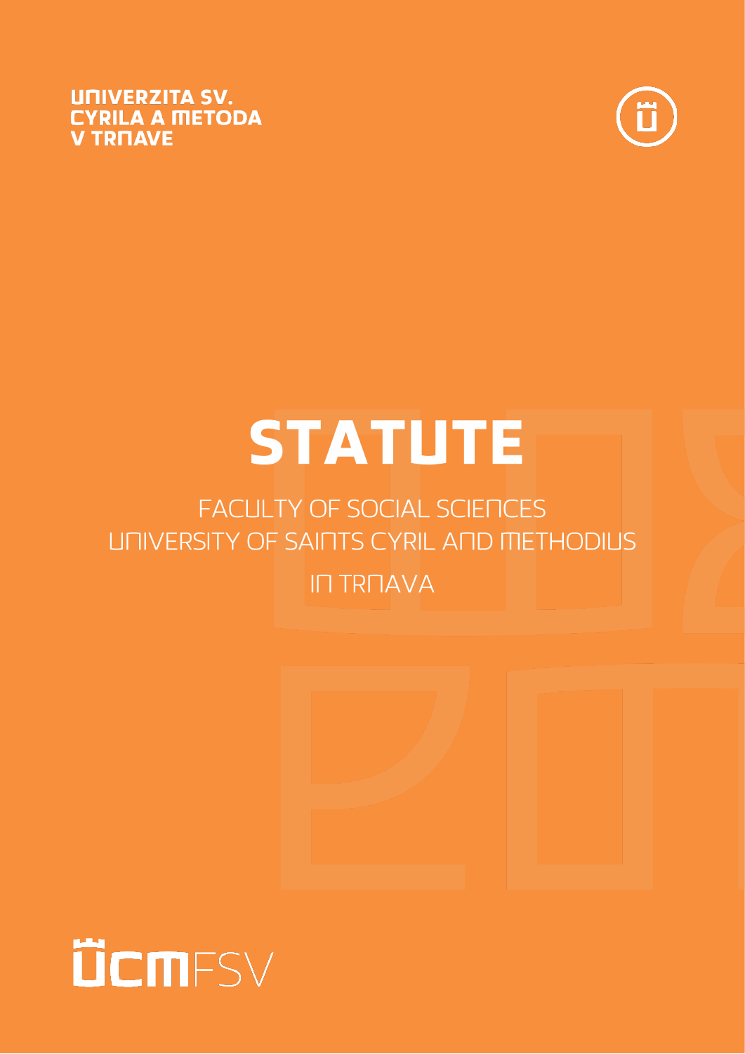UNIVERZITA SV. CYRILA A METODA V TRNAVE

# STATUTE

FACULTY OF SOCIAL SCIENCES
UNIVERSITY OF SAINTS CYRIL AND METHODIUS
IN TRNAVA

ÚCM FSV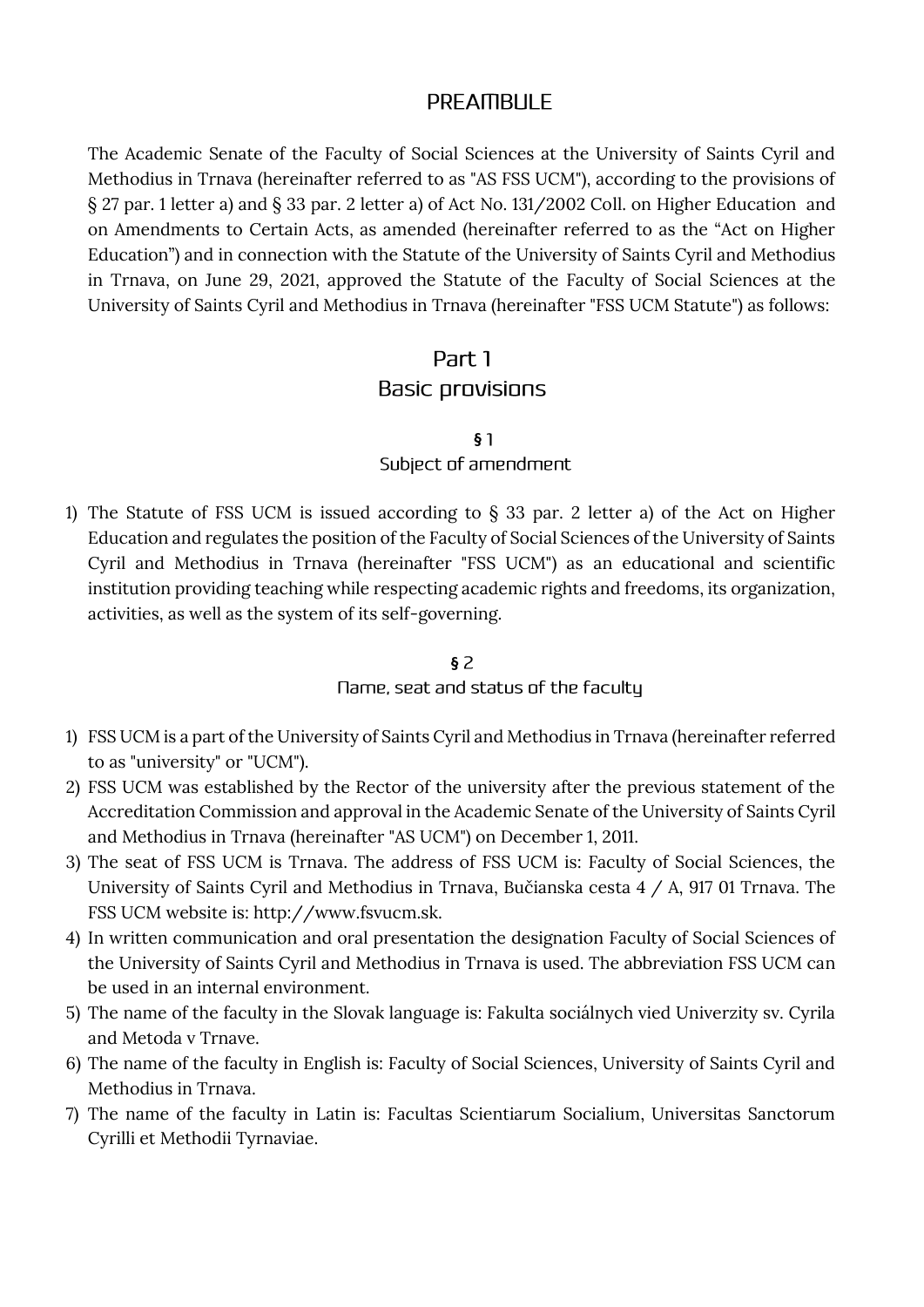## PREAMBULE

The Academic Senate of the Faculty of Social Sciences at the University of Saints Cyril and Methodius in Trnava (hereinafter referred to as "AS FSS UCM"), according to the provisions of § 27 par. 1 letter a) and § 33 par. 2 letter a) of Act No. 131/2002 Coll. on Higher Education and on Amendments to Certain Acts, as amended (hereinafter referred to as the "Act on Higher Education") and in connection with the Statute of the University of Saints Cyril and Methodius in Trnava, on June 29, 2021, approved the Statute of the Faculty of Social Sciences at the University of Saints Cyril and Methodius in Trnava (hereinafter "FSS UCM Statute") as follows:

# Part 1
# Basic provisions

### § 1
### Subject of amendment

1) The Statute of FSS UCM is issued according to § 33 par. 2 letter a) of the Act on Higher Education and regulates the position of the Faculty of Social Sciences of the University of Saints Cyril and Methodius in Trnava (hereinafter "FSS UCM") as an educational and scientific institution providing teaching while respecting academic rights and freedoms, its organization, activities, as well as the system of its self-governing.

### § 2
### Name, seat and status of the faculty

1) FSS UCM is a part of the University of Saints Cyril and Methodius in Trnava (hereinafter referred to as "university" or "UCM").
2) FSS UCM was established by the Rector of the university after the previous statement of the Accreditation Commission and approval in the Academic Senate of the University of Saints Cyril and Methodius in Trnava (hereinafter "AS UCM") on December 1, 2011.
3) The seat of FSS UCM is Trnava. The address of FSS UCM is: Faculty of Social Sciences, the University of Saints Cyril and Methodius in Trnava, Bučianska cesta 4 / A, 917 01 Trnava. The FSS UCM website is: http://www.fsvucm.sk.
4) In written communication and oral presentation the designation Faculty of Social Sciences of the University of Saints Cyril and Methodius in Trnava is used. The abbreviation FSS UCM can be used in an internal environment.
5) The name of the faculty in the Slovak language is: Fakulta sociálnych vied Univerzity sv. Cyrila and Metoda v Trnave.
6) The name of the faculty in English is: Faculty of Social Sciences, University of Saints Cyril and Methodius in Trnava.
7) The name of the faculty in Latin is: Facultas Scientiarum Socialium, Universitas Sanctorum Cyrilli et Methodii Tyrnaviae.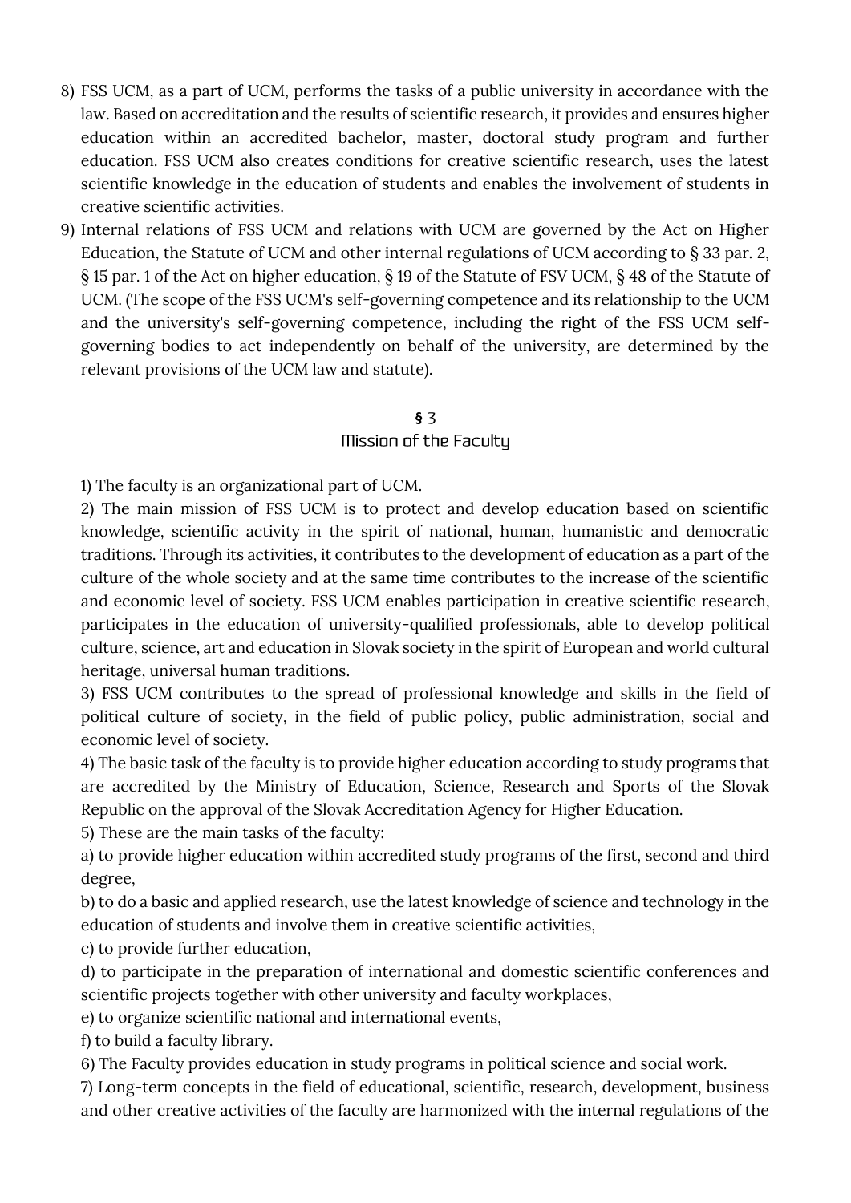8) FSS UCM, as a part of UCM, performs the tasks of a public university in accordance with the law. Based on accreditation and the results of scientific research, it provides and ensures higher education within an accredited bachelor, master, doctoral study program and further education. FSS UCM also creates conditions for creative scientific research, uses the latest scientific knowledge in the education of students and enables the involvement of students in creative scientific activities.
9) Internal relations of FSS UCM and relations with UCM are governed by the Act on Higher Education, the Statute of UCM and other internal regulations of UCM according to § 33 par. 2, § 15 par. 1 of the Act on higher education, § 19 of the Statute of FSV UCM, § 48 of the Statute of UCM. (The scope of the FSS UCM's self-governing competence and its relationship to the UCM and the university's self-governing competence, including the right of the FSS UCM self-governing bodies to act independently on behalf of the university, are determined by the relevant provisions of the UCM law and statute).

## § 3
## Mission of the Faculty

1) The faculty is an organizational part of UCM.

2) The main mission of FSS UCM is to protect and develop education based on scientific knowledge, scientific activity in the spirit of national, human, humanistic and democratic traditions. Through its activities, it contributes to the development of education as a part of the culture of the whole society and at the same time contributes to the increase of the scientific and economic level of society. FSS UCM enables participation in creative scientific research, participates in the education of university-qualified professionals, able to develop political culture, science, art and education in Slovak society in the spirit of European and world cultural heritage, universal human traditions.

3) FSS UCM contributes to the spread of professional knowledge and skills in the field of political culture of society, in the field of public policy, public administration, social and economic level of society.

4) The basic task of the faculty is to provide higher education according to study programs that are accredited by the Ministry of Education, Science, Research and Sports of the Slovak Republic on the approval of the Slovak Accreditation Agency for Higher Education.

5) These are the main tasks of the faculty:

a) to provide higher education within accredited study programs of the first, second and third degree,

b) to do a basic and applied research, use the latest knowledge of science and technology in the education of students and involve them in creative scientific activities,

c) to provide further education,

d) to participate in the preparation of international and domestic scientific conferences and scientific projects together with other university and faculty workplaces,

e) to organize scientific national and international events,

f) to build a faculty library.

6) The Faculty provides education in study programs in political science and social work.

7) Long-term concepts in the field of educational, scientific, research, development, business and other creative activities of the faculty are harmonized with the internal regulations of the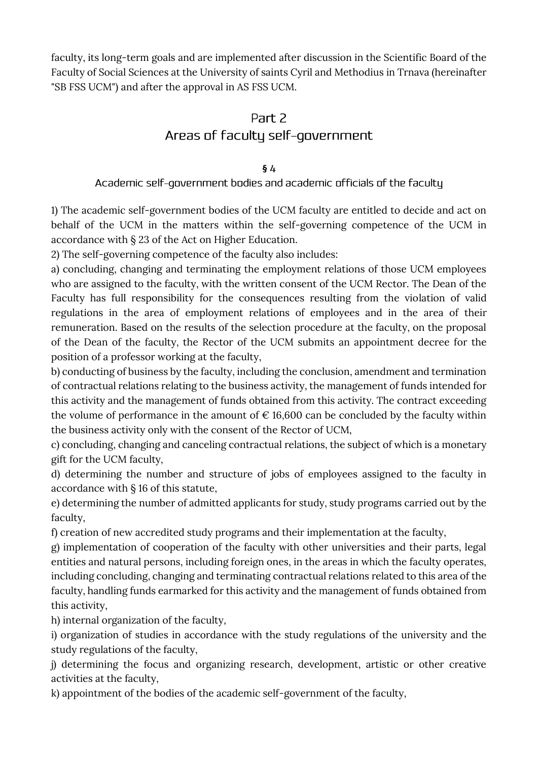faculty, its long-term goals and are implemented after discussion in the Scientific Board of the Faculty of Social Sciences at the University of saints Cyril and Methodius in Trnava (hereinafter "SB FSS UCM") and after the approval in AS FSS UCM.

## Part 2
## Areas of faculty self-government

### § 4
### Academic self-government bodies and academic officials of the faculty

1) The academic self-government bodies of the UCM faculty are entitled to decide and act on behalf of the UCM in the matters within the self-governing competence of the UCM in accordance with § 23 of the Act on Higher Education.

2) The self-governing competence of the faculty also includes:

a) concluding, changing and terminating the employment relations of those UCM employees who are assigned to the faculty, with the written consent of the UCM Rector. The Dean of the Faculty has full responsibility for the consequences resulting from the violation of valid regulations in the area of employment relations of employees and in the area of their remuneration. Based on the results of the selection procedure at the faculty, on the proposal of the Dean of the faculty, the Rector of the UCM submits an appointment decree for the position of a professor working at the faculty,

b) conducting of business by the faculty, including the conclusion, amendment and termination of contractual relations relating to the business activity, the management of funds intended for this activity and the management of funds obtained from this activity. The contract exceeding the volume of performance in the amount of € 16,600 can be concluded by the faculty within the business activity only with the consent of the Rector of UCM,

c) concluding, changing and canceling contractual relations, the subject of which is a monetary gift for the UCM faculty,

d) determining the number and structure of jobs of employees assigned to the faculty in accordance with § 16 of this statute,

e) determining the number of admitted applicants for study, study programs carried out by the faculty,

f) creation of new accredited study programs and their implementation at the faculty,

g) implementation of cooperation of the faculty with other universities and their parts, legal entities and natural persons, including foreign ones, in the areas in which the faculty operates, including concluding, changing and terminating contractual relations related to this area of the faculty, handling funds earmarked for this activity and the management of funds obtained from this activity,

h) internal organization of the faculty,

i) organization of studies in accordance with the study regulations of the university and the study regulations of the faculty,

j) determining the focus and organizing research, development, artistic or other creative activities at the faculty,

k) appointment of the bodies of the academic self-government of the faculty,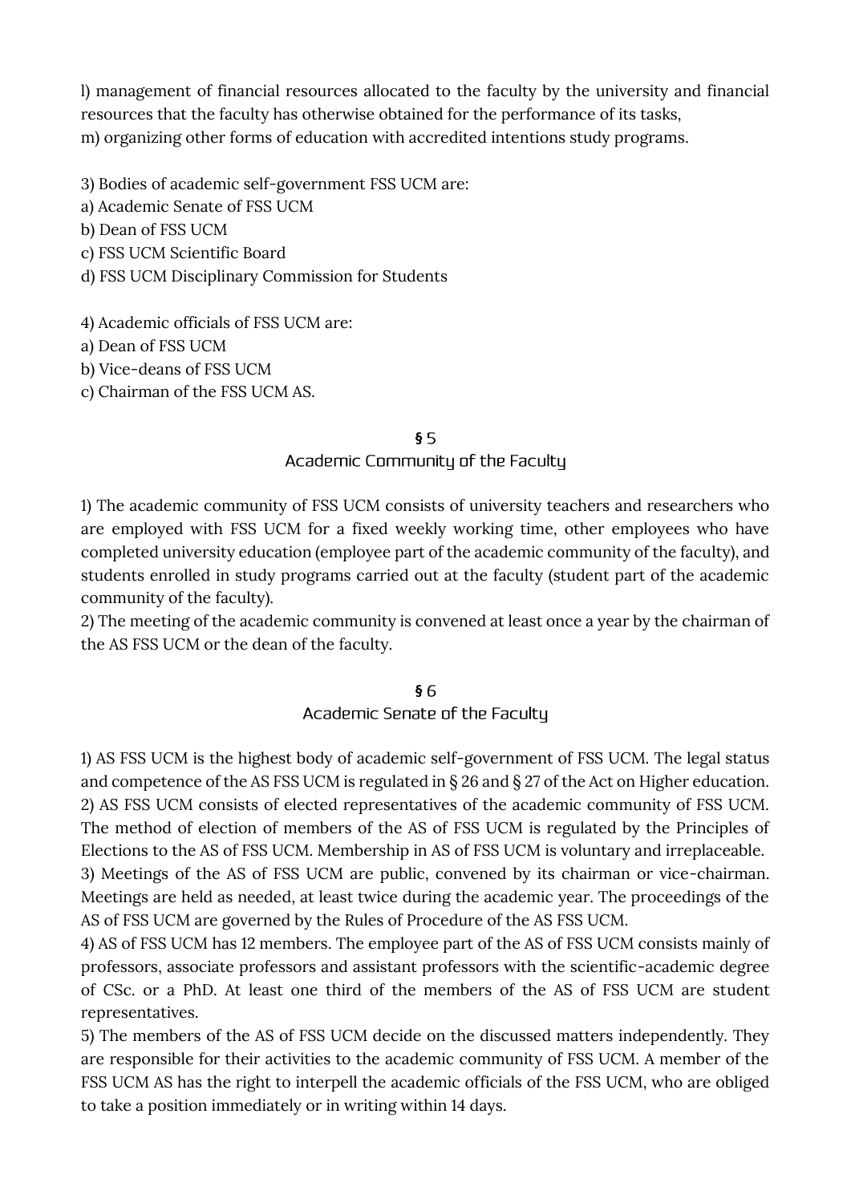l) management of financial resources allocated to the faculty by the university and financial resources that the faculty has otherwise obtained for the performance of its tasks,
m) organizing other forms of education with accredited intentions study programs.

3) Bodies of academic self-government FSS UCM are:
a) Academic Senate of FSS UCM
b) Dean of FSS UCM
c) FSS UCM Scientific Board
d) FSS UCM Disciplinary Commission for Students

4) Academic officials of FSS UCM are:
a) Dean of FSS UCM
b) Vice-deans of FSS UCM
c) Chairman of the FSS UCM AS.

## § 5
## Academic Community of the Faculty

1) The academic community of FSS UCM consists of university teachers and researchers who are employed with FSS UCM for a fixed weekly working time, other employees who have completed university education (employee part of the academic community of the faculty), and students enrolled in study programs carried out at the faculty (student part of the academic community of the faculty).
2) The meeting of the academic community is convened at least once a year by the chairman of the AS FSS UCM or the dean of the faculty.

## § 6
## Academic Senate of the Faculty

1) AS FSS UCM is the highest body of academic self-government of FSS UCM. The legal status and competence of the AS FSS UCM is regulated in § 26 and § 27 of the Act on Higher education.
2) AS FSS UCM consists of elected representatives of the academic community of FSS UCM. The method of election of members of the AS of FSS UCM is regulated by the Principles of Elections to the AS of FSS UCM. Membership in AS of FSS UCM is voluntary and irreplaceable.
3) Meetings of the AS of FSS UCM are public, convened by its chairman or vice-chairman. Meetings are held as needed, at least twice during the academic year. The proceedings of the AS of FSS UCM are governed by the Rules of Procedure of the AS FSS UCM.
4) AS of FSS UCM has 12 members. The employee part of the AS of FSS UCM consists mainly of professors, associate professors and assistant professors with the scientific-academic degree of CSc. or a PhD. At least one third of the members of the AS of FSS UCM are student representatives.
5) The members of the AS of FSS UCM decide on the discussed matters independently. They are responsible for their activities to the academic community of FSS UCM. A member of the FSS UCM AS has the right to interpell the academic officials of the FSS UCM, who are obliged to take a position immediately or in writing within 14 days.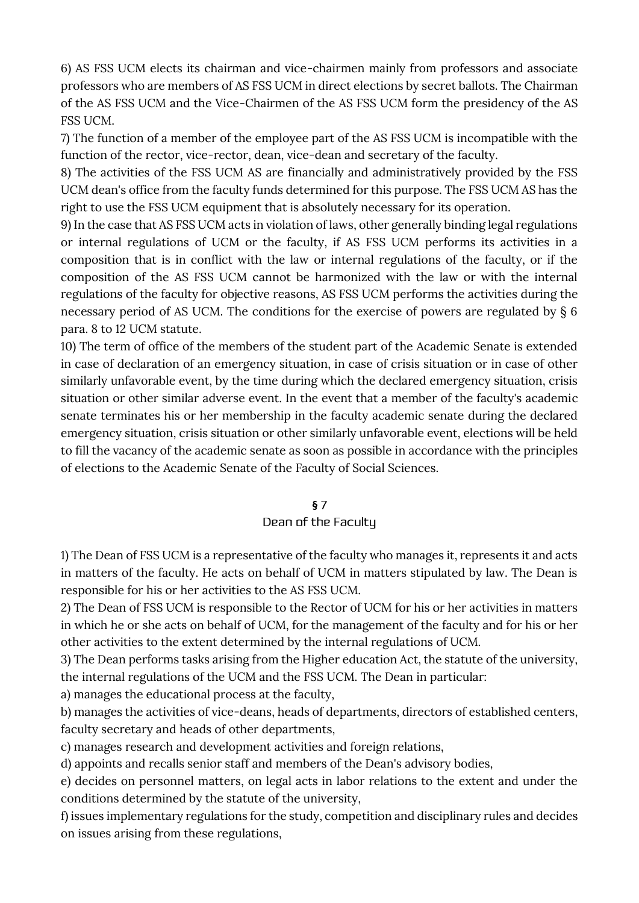6) AS FSS UCM elects its chairman and vice-chairmen mainly from professors and associate professors who are members of AS FSS UCM in direct elections by secret ballots. The Chairman of the AS FSS UCM and the Vice-Chairmen of the AS FSS UCM form the presidency of the AS FSS UCM.

7) The function of a member of the employee part of the AS FSS UCM is incompatible with the function of the rector, vice-rector, dean, vice-dean and secretary of the faculty.

8) The activities of the FSS UCM AS are financially and administratively provided by the FSS UCM dean's office from the faculty funds determined for this purpose. The FSS UCM AS has the right to use the FSS UCM equipment that is absolutely necessary for its operation.

9) In the case that AS FSS UCM acts in violation of laws, other generally binding legal regulations or internal regulations of UCM or the faculty, if AS FSS UCM performs its activities in a composition that is in conflict with the law or internal regulations of the faculty, or if the composition of the AS FSS UCM cannot be harmonized with the law or with the internal regulations of the faculty for objective reasons, AS FSS UCM performs the activities during the necessary period of AS UCM. The conditions for the exercise of powers are regulated by § 6 para. 8 to 12 UCM statute.

10) The term of office of the members of the student part of the Academic Senate is extended in case of declaration of an emergency situation, in case of crisis situation or in case of other similarly unfavorable event, by the time during which the declared emergency situation, crisis situation or other similar adverse event. In the event that a member of the faculty's academic senate terminates his or her membership in the faculty academic senate during the declared emergency situation, crisis situation or other similarly unfavorable event, elections will be held to fill the vacancy of the academic senate as soon as possible in accordance with the principles of elections to the Academic Senate of the Faculty of Social Sciences.

## § 7
## Dean of the Faculty

1) The Dean of FSS UCM is a representative of the faculty who manages it, represents it and acts in matters of the faculty. He acts on behalf of UCM in matters stipulated by law. The Dean is responsible for his or her activities to the AS FSS UCM.

2) The Dean of FSS UCM is responsible to the Rector of UCM for his or her activities in matters in which he or she acts on behalf of UCM, for the management of the faculty and for his or her other activities to the extent determined by the internal regulations of UCM.

3) The Dean performs tasks arising from the Higher education Act, the statute of the university, the internal regulations of the UCM and the FSS UCM. The Dean in particular:

a) manages the educational process at the faculty,

b) manages the activities of vice-deans, heads of departments, directors of established centers, faculty secretary and heads of other departments,

c) manages research and development activities and foreign relations,

d) appoints and recalls senior staff and members of the Dean's advisory bodies,

e) decides on personnel matters, on legal acts in labor relations to the extent and under the conditions determined by the statute of the university,

f) issues implementary regulations for the study, competition and disciplinary rules and decides on issues arising from these regulations,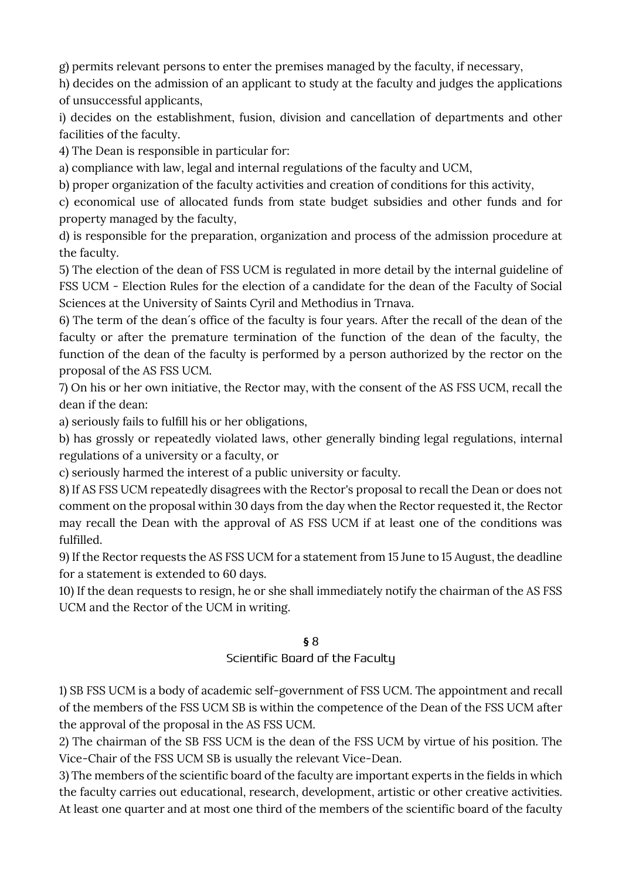g) permits relevant persons to enter the premises managed by the faculty, if necessary,

h) decides on the admission of an applicant to study at the faculty and judges the applications of unsuccessful applicants,

i) decides on the establishment, fusion, division and cancellation of departments and other facilities of the faculty.

4) The Dean is responsible in particular for:

a) compliance with law, legal and internal regulations of the faculty and UCM,

b) proper organization of the faculty activities and creation of conditions for this activity,

c) economical use of allocated funds from state budget subsidies and other funds and for property managed by the faculty,

d) is responsible for the preparation, organization and process of the admission procedure at the faculty.

5) The election of the dean of FSS UCM is regulated in more detail by the internal guideline of FSS UCM - Election Rules for the election of a candidate for the dean of the Faculty of Social Sciences at the University of Saints Cyril and Methodius in Trnava.

6) The term of the dean´s office of the faculty is four years. After the recall of the dean of the faculty or after the premature termination of the function of the dean of the faculty, the function of the dean of the faculty is performed by a person authorized by the rector on the proposal of the AS FSS UCM.

7) On his or her own initiative, the Rector may, with the consent of the AS FSS UCM, recall the dean if the dean:

a) seriously fails to fulfill his or her obligations,

b) has grossly or repeatedly violated laws, other generally binding legal regulations, internal regulations of a university or a faculty, or

c) seriously harmed the interest of a public university or faculty.

8) If AS FSS UCM repeatedly disagrees with the Rector's proposal to recall the Dean or does not comment on the proposal within 30 days from the day when the Rector requested it, the Rector may recall the Dean with the approval of AS FSS UCM if at least one of the conditions was fulfilled.

9) If the Rector requests the AS FSS UCM for a statement from 15 June to 15 August, the deadline for a statement is extended to 60 days.

10) If the dean requests to resign, he or she shall immediately notify the chairman of the AS FSS UCM and the Rector of the UCM in writing.

## § 8
## Scientific Board of the Faculty

1) SB FSS UCM is a body of academic self-government of FSS UCM. The appointment and recall of the members of the FSS UCM SB is within the competence of the Dean of the FSS UCM after the approval of the proposal in the AS FSS UCM.

2) The chairman of the SB FSS UCM is the dean of the FSS UCM by virtue of his position. The Vice-Chair of the FSS UCM SB is usually the relevant Vice-Dean.

3) The members of the scientific board of the faculty are important experts in the fields in which the faculty carries out educational, research, development, artistic or other creative activities. At least one quarter and at most one third of the members of the scientific board of the faculty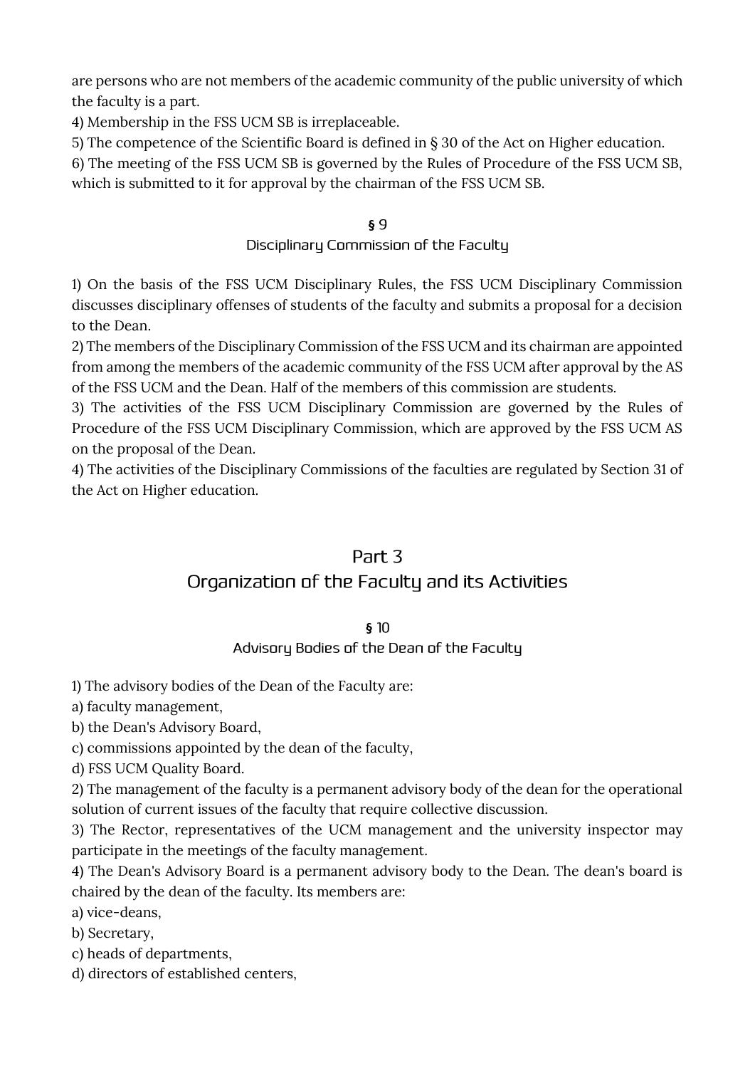are persons who are not members of the academic community of the public university of which the faculty is a part.

4) Membership in the FSS UCM SB is irreplaceable.

5) The competence of the Scientific Board is defined in § 30 of the Act on Higher education.

6) The meeting of the FSS UCM SB is governed by the Rules of Procedure of the FSS UCM SB, which is submitted to it for approval by the chairman of the FSS UCM SB.

### § 9
### Disciplinary Commission of the Faculty

1) On the basis of the FSS UCM Disciplinary Rules, the FSS UCM Disciplinary Commission discusses disciplinary offenses of students of the faculty and submits a proposal for a decision to the Dean.

2) The members of the Disciplinary Commission of the FSS UCM and its chairman are appointed from among the members of the academic community of the FSS UCM after approval by the AS of the FSS UCM and the Dean. Half of the members of this commission are students.

3) The activities of the FSS UCM Disciplinary Commission are governed by the Rules of Procedure of the FSS UCM Disciplinary Commission, which are approved by the FSS UCM AS on the proposal of the Dean.

4) The activities of the Disciplinary Commissions of the faculties are regulated by Section 31 of the Act on Higher education.

## Part 3
## Organization of the Faculty and its Activities

### § 10
### Advisory Bodies of the Dean of the Faculty

1) The advisory bodies of the Dean of the Faculty are:

a) faculty management,

b) the Dean's Advisory Board,

c) commissions appointed by the dean of the faculty,

d) FSS UCM Quality Board.

2) The management of the faculty is a permanent advisory body of the dean for the operational solution of current issues of the faculty that require collective discussion.

3) The Rector, representatives of the UCM management and the university inspector may participate in the meetings of the faculty management.

4) The Dean's Advisory Board is a permanent advisory body to the Dean. The dean's board is chaired by the dean of the faculty. Its members are:

a) vice-deans,

b) Secretary,

c) heads of departments,

d) directors of established centers,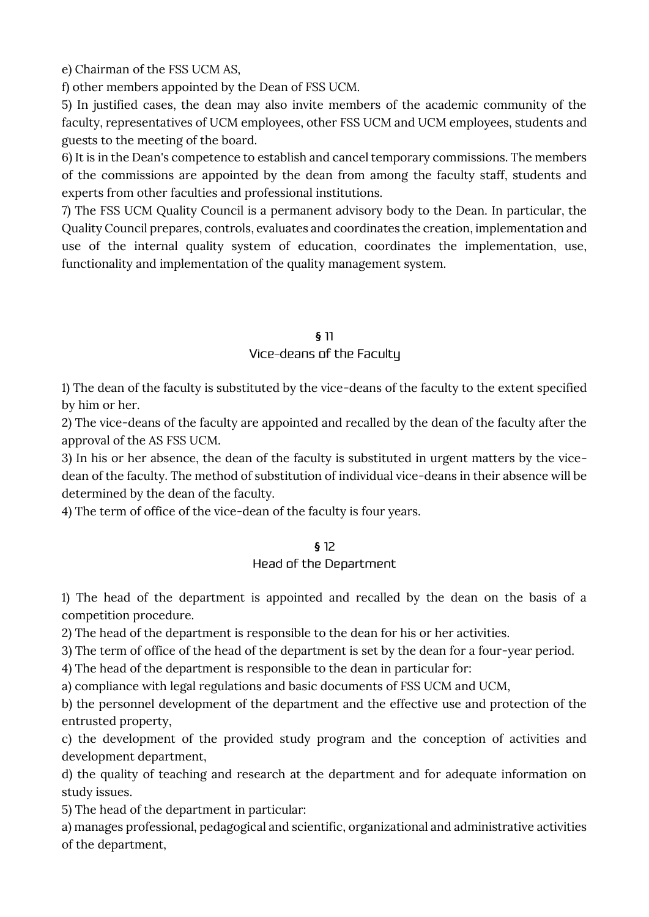e) Chairman of the FSS UCM AS,

f) other members appointed by the Dean of FSS UCM.

5) In justified cases, the dean may also invite members of the academic community of the faculty, representatives of UCM employees, other FSS UCM and UCM employees, students and guests to the meeting of the board.

6) It is in the Dean's competence to establish and cancel temporary commissions. The members of the commissions are appointed by the dean from among the faculty staff, students and experts from other faculties and professional institutions.

7) The FSS UCM Quality Council is a permanent advisory body to the Dean. In particular, the Quality Council prepares, controls, evaluates and coordinates the creation, implementation and use of the internal quality system of education, coordinates the implementation, use, functionality and implementation of the quality management system.

## § 11
## Vice-deans of the Faculty

1) The dean of the faculty is substituted by the vice-deans of the faculty to the extent specified by him or her.

2) The vice-deans of the faculty are appointed and recalled by the dean of the faculty after the approval of the AS FSS UCM.

3) In his or her absence, the dean of the faculty is substituted in urgent matters by the vice-dean of the faculty. The method of substitution of individual vice-deans in their absence will be determined by the dean of the faculty.

4) The term of office of the vice-dean of the faculty is four years.

## § 12
## Head of the Department

1) The head of the department is appointed and recalled by the dean on the basis of a competition procedure.

2) The head of the department is responsible to the dean for his or her activities.

3) The term of office of the head of the department is set by the dean for a four-year period.

4) The head of the department is responsible to the dean in particular for:

a) compliance with legal regulations and basic documents of FSS UCM and UCM,

b) the personnel development of the department and the effective use and protection of the entrusted property,

c) the development of the provided study program and the conception of activities and development department,

d) the quality of teaching and research at the department and for adequate information on study issues.

5) The head of the department in particular:

a) manages professional, pedagogical and scientific, organizational and administrative activities of the department,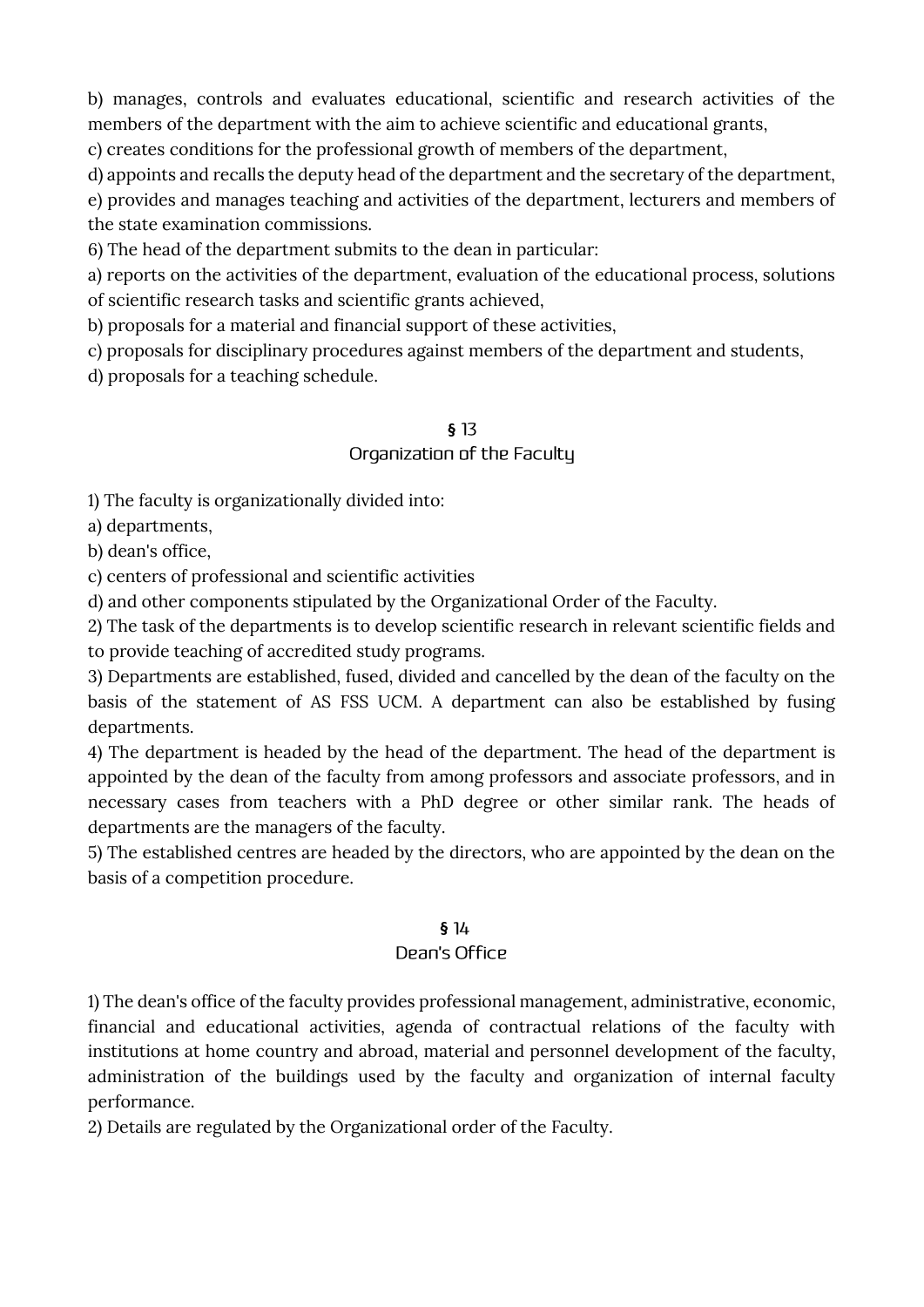b) manages, controls and evaluates educational, scientific and research activities of the members of the department with the aim to achieve scientific and educational grants,

c) creates conditions for the professional growth of members of the department,

d) appoints and recalls the deputy head of the department and the secretary of the department,

e) provides and manages teaching and activities of the department, lecturers and members of the state examination commissions.

6) The head of the department submits to the dean in particular:

a) reports on the activities of the department, evaluation of the educational process, solutions of scientific research tasks and scientific grants achieved,

b) proposals for a material and financial support of these activities,

c) proposals for disciplinary procedures against members of the department and students,

d) proposals for a teaching schedule.

## § 13
## Organization of the Faculty

1) The faculty is organizationally divided into:

a) departments,

b) dean's office,

c) centers of professional and scientific activities

d) and other components stipulated by the Organizational Order of the Faculty.

2) The task of the departments is to develop scientific research in relevant scientific fields and to provide teaching of accredited study programs.

3) Departments are established, fused, divided and cancelled by the dean of the faculty on the basis of the statement of AS FSS UCM. A department can also be established by fusing departments.

4) The department is headed by the head of the department. The head of the department is appointed by the dean of the faculty from among professors and associate professors, and in necessary cases from teachers with a PhD degree or other similar rank. The heads of departments are the managers of the faculty.

5) The established centres are headed by the directors, who are appointed by the dean on the basis of a competition procedure.

## § 14
## Dean's Office

1) The dean's office of the faculty provides professional management, administrative, economic, financial and educational activities, agenda of contractual relations of the faculty with institutions at home country and abroad, material and personnel development of the faculty, administration of the buildings used by the faculty and organization of internal faculty performance.

2) Details are regulated by the Organizational order of the Faculty.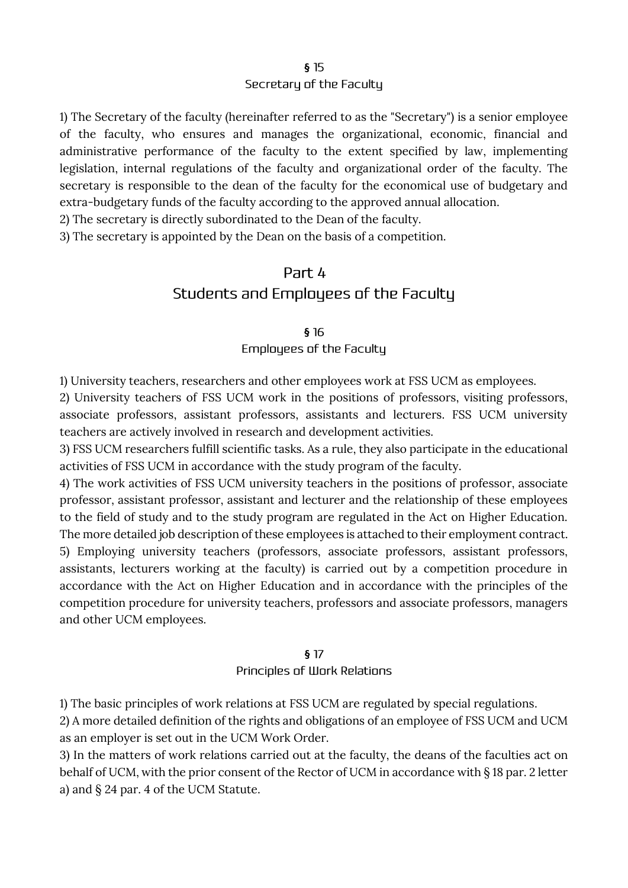### § 15
### Secretary of the Faculty

1) The Secretary of the faculty (hereinafter referred to as the "Secretary") is a senior employee of the faculty, who ensures and manages the organizational, economic, financial and administrative performance of the faculty to the extent specified by law, implementing legislation, internal regulations of the faculty and organizational order of the faculty. The secretary is responsible to the dean of the faculty for the economical use of budgetary and extra-budgetary funds of the faculty according to the approved annual allocation.
2) The secretary is directly subordinated to the Dean of the faculty.
3) The secretary is appointed by the Dean on the basis of a competition.

## Part 4
## Students and Employees of the Faculty

### § 16
### Employees of the Faculty

1) University teachers, researchers and other employees work at FSS UCM as employees.
2) University teachers of FSS UCM work in the positions of professors, visiting professors, associate professors, assistant professors, assistants and lecturers. FSS UCM university teachers are actively involved in research and development activities.
3) FSS UCM researchers fulfill scientific tasks. As a rule, they also participate in the educational activities of FSS UCM in accordance with the study program of the faculty.
4) The work activities of FSS UCM university teachers in the positions of professor, associate professor, assistant professor, assistant and lecturer and the relationship of these employees to the field of study and to the study program are regulated in the Act on Higher Education. The more detailed job description of these employees is attached to their employment contract.
5) Employing university teachers (professors, associate professors, assistant professors, assistants, lecturers working at the faculty) is carried out by a competition procedure in accordance with the Act on Higher Education and in accordance with the principles of the competition procedure for university teachers, professors and associate professors, managers and other UCM employees.

### § 17
### Principles of Work Relations

1) The basic principles of work relations at FSS UCM are regulated by special regulations.
2) A more detailed definition of the rights and obligations of an employee of FSS UCM and UCM as an employer is set out in the UCM Work Order.
3) In the matters of work relations carried out at the faculty, the deans of the faculties act on behalf of UCM, with the prior consent of the Rector of UCM in accordance with § 18 par. 2 letter a) and § 24 par. 4 of the UCM Statute.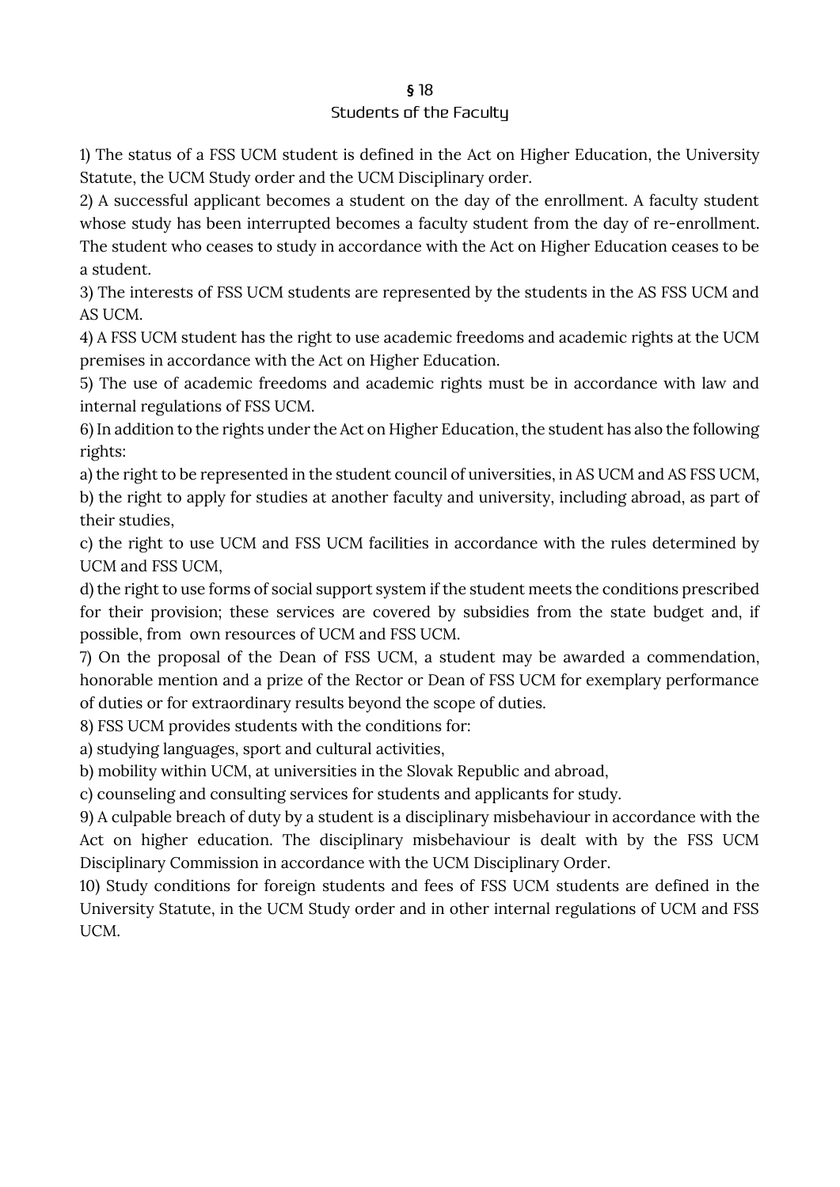## § 18
## Students of the Faculty

1) The status of a FSS UCM student is defined in the Act on Higher Education, the University Statute, the UCM Study order and the UCM Disciplinary order.

2) A successful applicant becomes a student on the day of the enrollment. A faculty student whose study has been interrupted becomes a faculty student from the day of re-enrollment. The student who ceases to study in accordance with the Act on Higher Education ceases to be a student.

3) The interests of FSS UCM students are represented by the students in the AS FSS UCM and AS UCM.

4) A FSS UCM student has the right to use academic freedoms and academic rights at the UCM premises in accordance with the Act on Higher Education.

5) The use of academic freedoms and academic rights must be in accordance with law and internal regulations of FSS UCM.

6) In addition to the rights under the Act on Higher Education, the student has also the following rights:

a) the right to be represented in the student council of universities, in AS UCM and AS FSS UCM,

b) the right to apply for studies at another faculty and university, including abroad, as part of their studies,

c) the right to use UCM and FSS UCM facilities in accordance with the rules determined by UCM and FSS UCM,

d) the right to use forms of social support system if the student meets the conditions prescribed for their provision; these services are covered by subsidies from the state budget and, if possible, from own resources of UCM and FSS UCM.

7) On the proposal of the Dean of FSS UCM, a student may be awarded a commendation, honorable mention and a prize of the Rector or Dean of FSS UCM for exemplary performance of duties or for extraordinary results beyond the scope of duties.

8) FSS UCM provides students with the conditions for:

a) studying languages, sport and cultural activities,

b) mobility within UCM, at universities in the Slovak Republic and abroad,

c) counseling and consulting services for students and applicants for study.

9) A culpable breach of duty by a student is a disciplinary misbehaviour in accordance with the Act on higher education. The disciplinary misbehaviour is dealt with by the FSS UCM Disciplinary Commission in accordance with the UCM Disciplinary Order.

10) Study conditions for foreign students and fees of FSS UCM students are defined in the University Statute, in the UCM Study order and in other internal regulations of UCM and FSS UCM.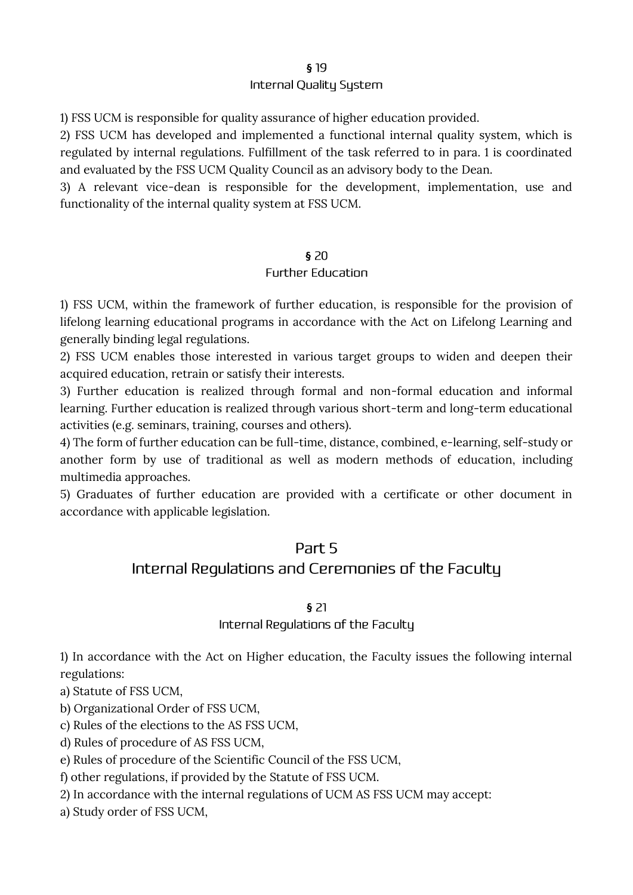### § 19
### Internal Quality System

1) FSS UCM is responsible for quality assurance of higher education provided.
2) FSS UCM has developed and implemented a functional internal quality system, which is regulated by internal regulations. Fulfillment of the task referred to in para. 1 is coordinated and evaluated by the FSS UCM Quality Council as an advisory body to the Dean.
3) A relevant vice-dean is responsible for the development, implementation, use and functionality of the internal quality system at FSS UCM.

### § 20
### Further Education

1) FSS UCM, within the framework of further education, is responsible for the provision of lifelong learning educational programs in accordance with the Act on Lifelong Learning and generally binding legal regulations.
2) FSS UCM enables those interested in various target groups to widen and deepen their acquired education, retrain or satisfy their interests.
3) Further education is realized through formal and non-formal education and informal learning. Further education is realized through various short-term and long-term educational activities (e.g. seminars, training, courses and others).
4) The form of further education can be full-time, distance, combined, e-learning, self-study or another form by use of traditional as well as modern methods of education, including multimedia approaches.
5) Graduates of further education are provided with a certificate or other document in accordance with applicable legislation.

## Part 5
## Internal Regulations and Ceremonies of the Faculty

### § 21
### Internal Regulations of the Faculty

1) In accordance with the Act on Higher education, the Faculty issues the following internal regulations:
a) Statute of FSS UCM,
b) Organizational Order of FSS UCM,
c) Rules of the elections to the AS FSS UCM,
d) Rules of procedure of AS FSS UCM,
e) Rules of procedure of the Scientific Council of the FSS UCM,
f) other regulations, if provided by the Statute of FSS UCM.
2) In accordance with the internal regulations of UCM AS FSS UCM may accept:
a) Study order of FSS UCM,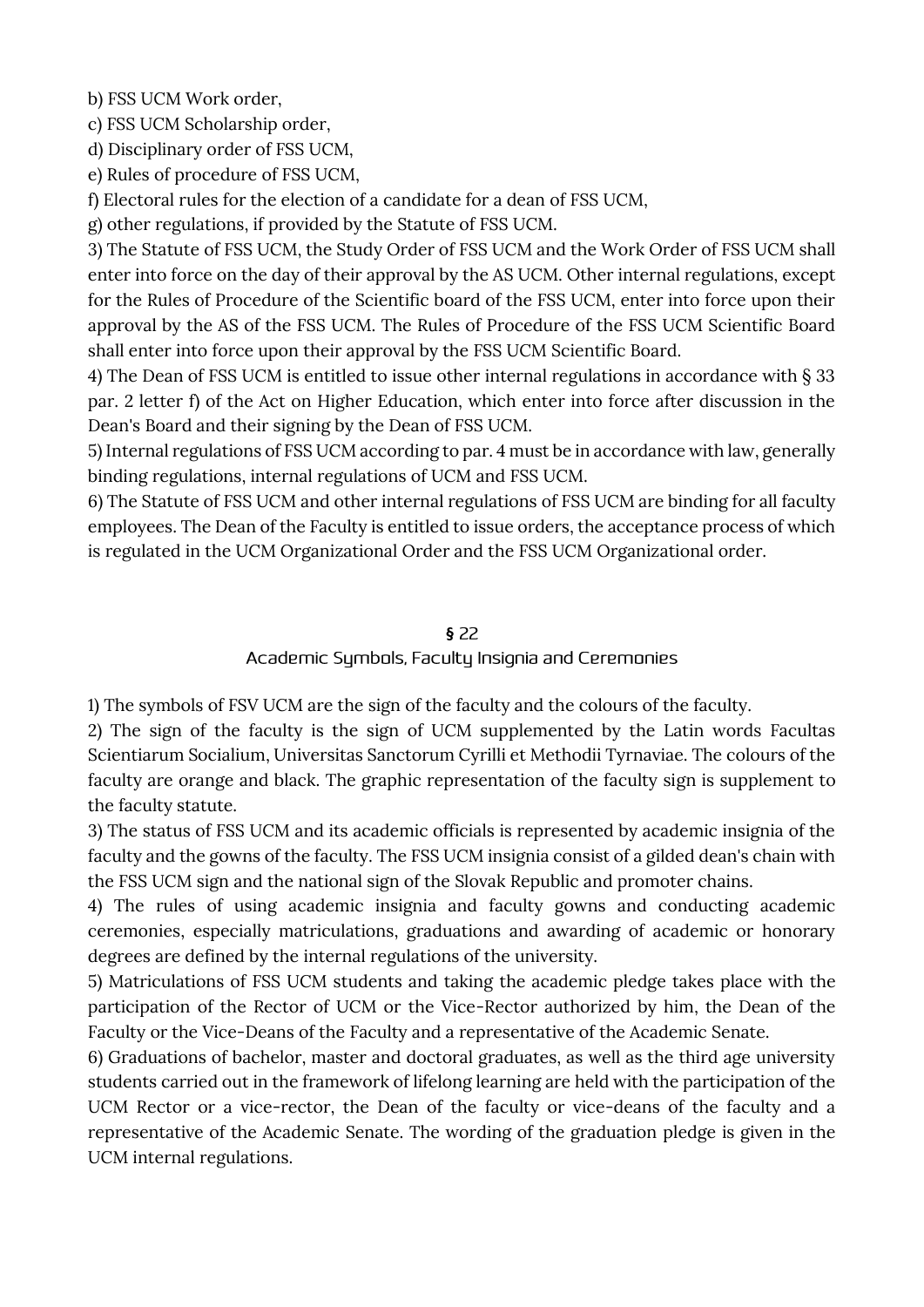b) FSS UCM Work order,

c) FSS UCM Scholarship order,

d) Disciplinary order of FSS UCM,

e) Rules of procedure of FSS UCM,

f) Electoral rules for the election of a candidate for a dean of FSS UCM,

g) other regulations, if provided by the Statute of FSS UCM.

3) The Statute of FSS UCM, the Study Order of FSS UCM and the Work Order of FSS UCM shall enter into force on the day of their approval by the AS UCM. Other internal regulations, except for the Rules of Procedure of the Scientific board of the FSS UCM, enter into force upon their approval by the AS of the FSS UCM. The Rules of Procedure of the FSS UCM Scientific Board shall enter into force upon their approval by the FSS UCM Scientific Board.

4) The Dean of FSS UCM is entitled to issue other internal regulations in accordance with § 33 par. 2 letter f) of the Act on Higher Education, which enter into force after discussion in the Dean's Board and their signing by the Dean of FSS UCM.

5) Internal regulations of FSS UCM according to par. 4 must be in accordance with law, generally binding regulations, internal regulations of UCM and FSS UCM.

6) The Statute of FSS UCM and other internal regulations of FSS UCM are binding for all faculty employees. The Dean of the Faculty is entitled to issue orders, the acceptance process of which is regulated in the UCM Organizational Order and the FSS UCM Organizational order.

## § 22
## Academic Symbols, Faculty Insignia and Ceremonies

1) The symbols of FSV UCM are the sign of the faculty and the colours of the faculty.

2) The sign of the faculty is the sign of UCM supplemented by the Latin words Facultas Scientiarum Socialium, Universitas Sanctorum Cyrilli et Methodii Tyrnaviae. The colours of the faculty are orange and black. The graphic representation of the faculty sign is supplement to the faculty statute.

3) The status of FSS UCM and its academic officials is represented by academic insignia of the faculty and the gowns of the faculty. The FSS UCM insignia consist of a gilded dean's chain with the FSS UCM sign and the national sign of the Slovak Republic and promoter chains.

4) The rules of using academic insignia and faculty gowns and conducting academic ceremonies, especially matriculations, graduations and awarding of academic or honorary degrees are defined by the internal regulations of the university.

5) Matriculations of FSS UCM students and taking the academic pledge takes place with the participation of the Rector of UCM or the Vice-Rector authorized by him, the Dean of the Faculty or the Vice-Deans of the Faculty and a representative of the Academic Senate.

6) Graduations of bachelor, master and doctoral graduates, as well as the third age university students carried out in the framework of lifelong learning are held with the participation of the UCM Rector or a vice-rector, the Dean of the faculty or vice-deans of the faculty and a representative of the Academic Senate. The wording of the graduation pledge is given in the UCM internal regulations.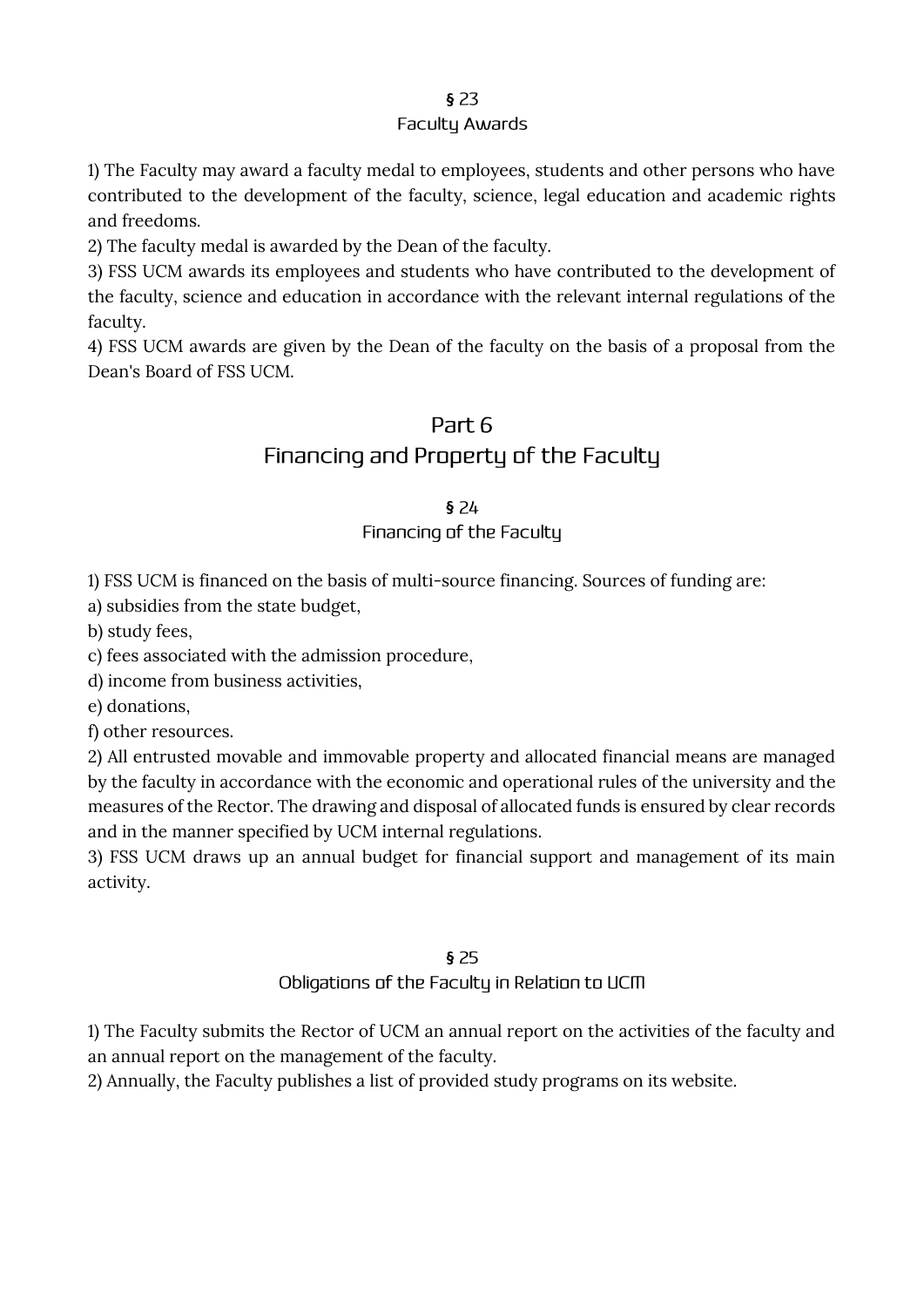### § 23
### Faculty Awards

1) The Faculty may award a faculty medal to employees, students and other persons who have contributed to the development of the faculty, science, legal education and academic rights and freedoms.
2) The faculty medal is awarded by the Dean of the faculty.
3) FSS UCM awards its employees and students who have contributed to the development of the faculty, science and education in accordance with the relevant internal regulations of the faculty.
4) FSS UCM awards are given by the Dean of the faculty on the basis of a proposal from the Dean's Board of FSS UCM.

## Part 6
## Financing and Property of the Faculty

### § 24
### Financing of the Faculty

1) FSS UCM is financed on the basis of multi-source financing. Sources of funding are:
a) subsidies from the state budget,
b) study fees,
c) fees associated with the admission procedure,
d) income from business activities,
e) donations,
f) other resources.
2) All entrusted movable and immovable property and allocated financial means are managed by the faculty in accordance with the economic and operational rules of the university and the measures of the Rector. The drawing and disposal of allocated funds is ensured by clear records and in the manner specified by UCM internal regulations.
3) FSS UCM draws up an annual budget for financial support and management of its main activity.

### § 25
### Obligations of the Faculty in Relation to UCM

1) The Faculty submits the Rector of UCM an annual report on the activities of the faculty and an annual report on the management of the faculty.
2) Annually, the Faculty publishes a list of provided study programs on its website.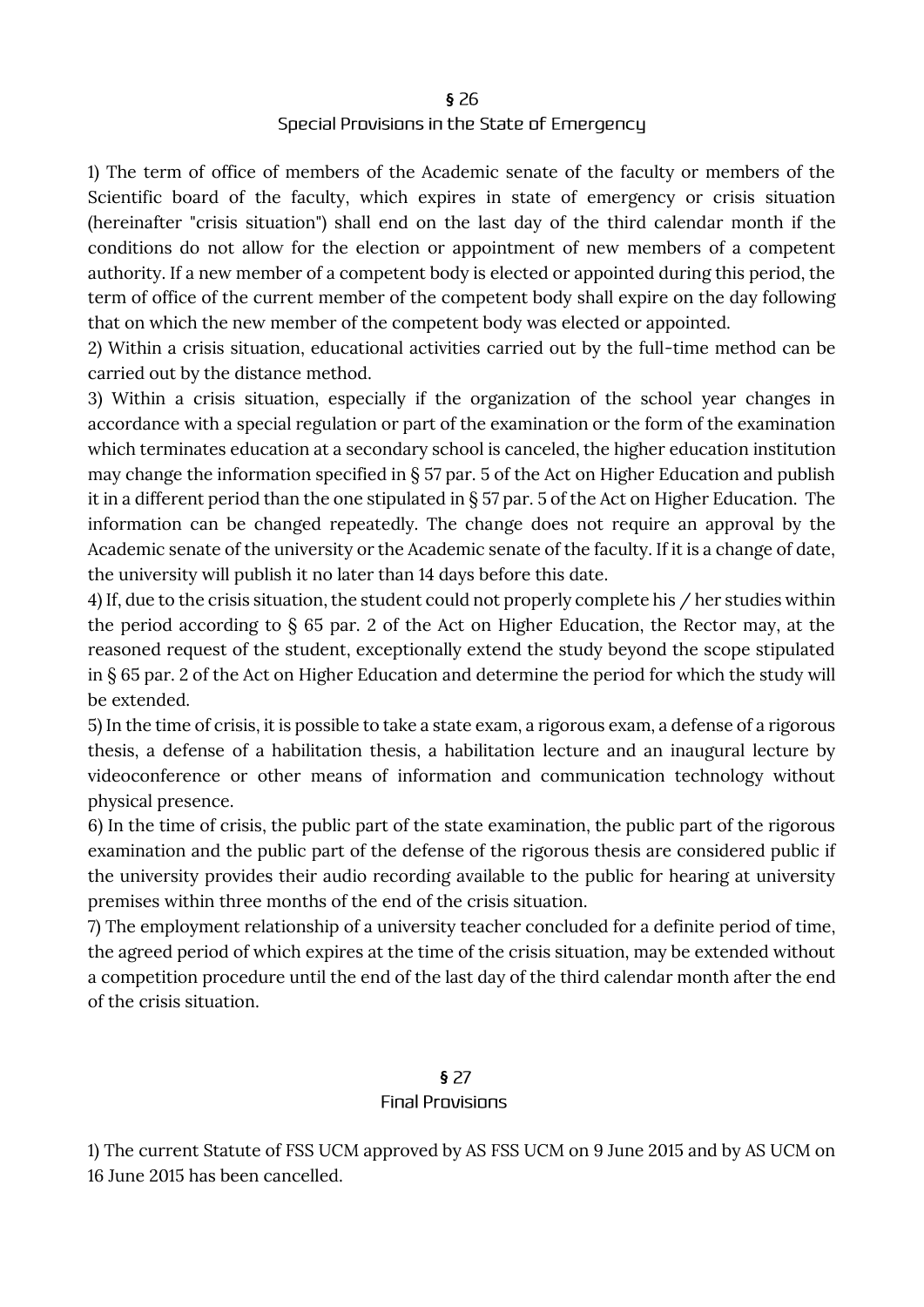## § 26
## Special Provisions in the State of Emergency

1) The term of office of members of the Academic senate of the faculty or members of the Scientific board of the faculty, which expires in state of emergency or crisis situation (hereinafter "crisis situation") shall end on the last day of the third calendar month if the conditions do not allow for the election or appointment of new members of a competent authority. If a new member of a competent body is elected or appointed during this period, the term of office of the current member of the competent body shall expire on the day following that on which the new member of the competent body was elected or appointed.

2) Within a crisis situation, educational activities carried out by the full-time method can be carried out by the distance method.

3) Within a crisis situation, especially if the organization of the school year changes in accordance with a special regulation or part of the examination or the form of the examination which terminates education at a secondary school is canceled, the higher education institution may change the information specified in § 57 par. 5 of the Act on Higher Education and publish it in a different period than the one stipulated in § 57 par. 5 of the Act on Higher Education. The information can be changed repeatedly. The change does not require an approval by the Academic senate of the university or the Academic senate of the faculty. If it is a change of date, the university will publish it no later than 14 days before this date.

4) If, due to the crisis situation, the student could not properly complete his / her studies within the period according to § 65 par. 2 of the Act on Higher Education, the Rector may, at the reasoned request of the student, exceptionally extend the study beyond the scope stipulated in § 65 par. 2 of the Act on Higher Education and determine the period for which the study will be extended.

5) In the time of crisis, it is possible to take a state exam, a rigorous exam, a defense of a rigorous thesis, a defense of a habilitation thesis, a habilitation lecture and an inaugural lecture by videoconference or other means of information and communication technology without physical presence.

6) In the time of crisis, the public part of the state examination, the public part of the rigorous examination and the public part of the defense of the rigorous thesis are considered public if the university provides their audio recording available to the public for hearing at university premises within three months of the end of the crisis situation.

7) The employment relationship of a university teacher concluded for a definite period of time, the agreed period of which expires at the time of the crisis situation, may be extended without a competition procedure until the end of the last day of the third calendar month after the end of the crisis situation.

## § 27
## Final Provisions

1) The current Statute of FSS UCM approved by AS FSS UCM on 9 June 2015 and by AS UCM on 16 June 2015 has been cancelled.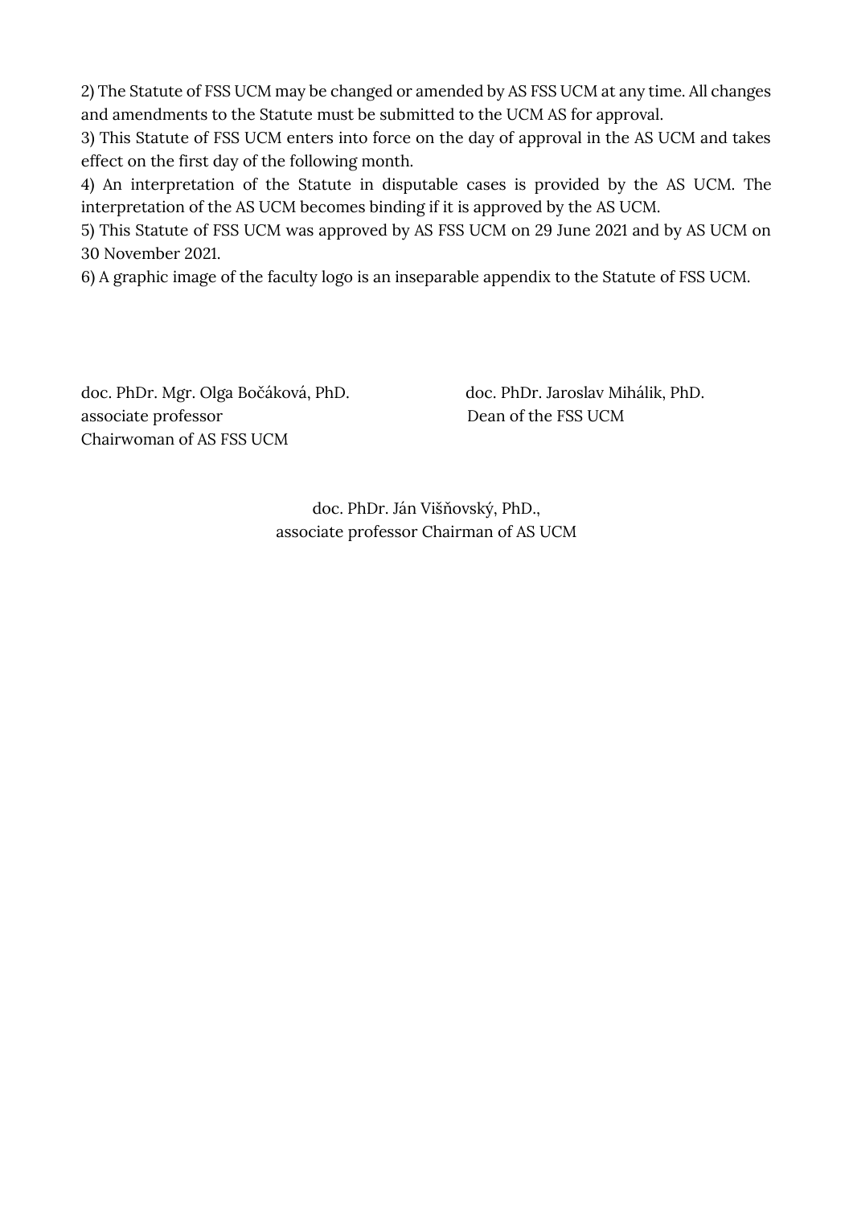2) The Statute of FSS UCM may be changed or amended by AS FSS UCM at any time. All changes and amendments to the Statute must be submitted to the UCM AS for approval.

3) This Statute of FSS UCM enters into force on the day of approval in the AS UCM and takes effect on the first day of the following month.

4) An interpretation of the Statute in disputable cases is provided by the AS UCM. The interpretation of the AS UCM becomes binding if it is approved by the AS UCM.

5) This Statute of FSS UCM was approved by AS FSS UCM on 29 June 2021 and by AS UCM on 30 November 2021.

6) A graphic image of the faculty logo is an inseparable appendix to the Statute of FSS UCM.

doc. PhDr. Mgr. Olga Bočáková, PhD.
associate professor
Chairwoman of AS FSS UCM

doc. PhDr. Jaroslav Mihálik, PhD.
Dean of the FSS UCM

doc. PhDr. Ján Višňovský, PhD.,
associate professor Chairman of AS UCM